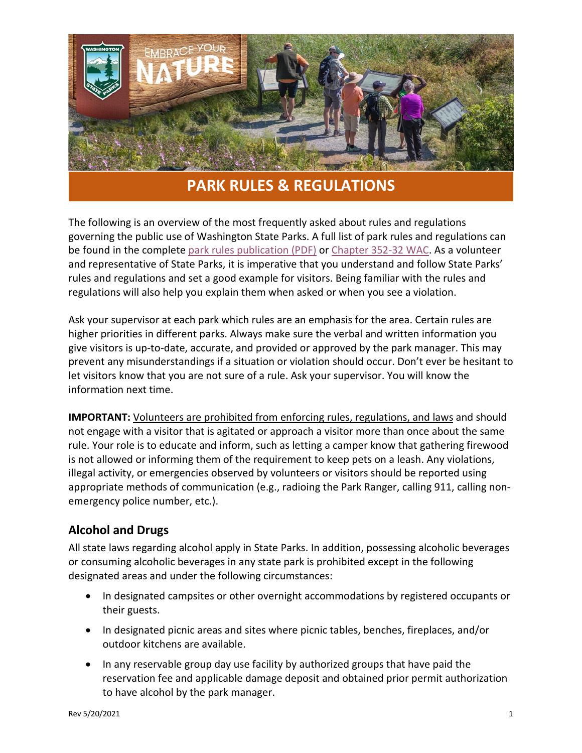# PARK RULES & REGULATIONS

The following is an overview of the most frequently asked about rules and regulations governing the public use of Washington State Parks. A full list of park rules and regulations can be found in the complete park rules publication (PDF) or Chapter 352-32 WAC. As a volunteer and representative of State Parks, it is imperative that you understand and follow State Parks' rules and regulations and set a good example for visitors. Being familiar with the rules and regulations will also help you explain them when asked or when you see a violation.

Ask your supervisor at each park which rules are an emphasis for the area. Certain rules are higher priorities in different parks. Always make sure the verbal and written information you give visitors is up-to-date, accurate, and provided or approved by the park manager. This may prevent any misunderstandings if a situation or violation should occur. Don't ever be hesitant to let visitors know that you are not sure of a rule. Ask your supervisor. You will know the information next time.

**IMPORTANT:** Volunteers are prohibited from enforcing rules, regulations, and laws and should not engage with a visitor that is agitated or approach a visitor more than once about the same rule. Your role is to educate and inform, such as letting a camper know that gathering firewood is not allowed or informing them of the requirement to keep pets on a leash. Any violations, illegal activity, or emergencies observed by volunteers or visitors should be reported using appropriate methods of communication (e.g., radioing the Park Ranger, calling 911, calling non-emergency police number, etc.).

## Alcohol and Drugs

All state laws regarding alcohol apply in State Parks. In addition, possessing alcoholic beverages or consuming alcoholic beverages in any state park is prohibited except in the following designated areas and under the following circumstances:

- In designated campsites or other overnight accommodations by registered occupants or their guests.
- In designated picnic areas and sites where picnic tables, benches, fireplaces, and/or outdoor kitchens are available.
- In any reservable group day use facility by authorized groups that have paid the reservation fee and applicable damage deposit and obtained prior permit authorization to have alcohol by the park manager.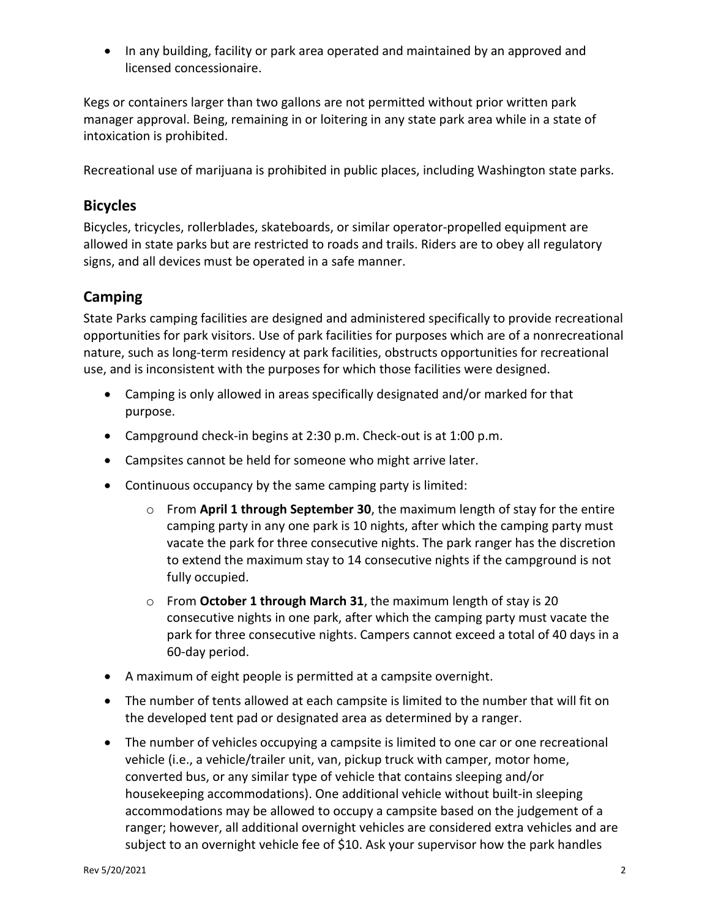- In any building, facility or park area operated and maintained by an approved and licensed concessionaire.

Kegs or containers larger than two gallons are not permitted without prior written park manager approval. Being, remaining in or loitering in any state park area while in a state of intoxication is prohibited.

Recreational use of marijuana is prohibited in public places, including Washington state parks.

## Bicycles

Bicycles, tricycles, rollerblades, skateboards, or similar operator-propelled equipment are allowed in state parks but are restricted to roads and trails. Riders are to obey all regulatory signs, and all devices must be operated in a safe manner.

## Camping

State Parks camping facilities are designed and administered specifically to provide recreational opportunities for park visitors. Use of park facilities for purposes which are of a nonrecreational nature, such as long-term residency at park facilities, obstructs opportunities for recreational use, and is inconsistent with the purposes for which those facilities were designed.

- Camping is only allowed in areas specifically designated and/or marked for that purpose.
- Campground check-in begins at 2:30 p.m. Check-out is at 1:00 p.m.
- Campsites cannot be held for someone who might arrive later.
- Continuous occupancy by the same camping party is limited:
  - From **April 1 through September 30**, the maximum length of stay for the entire camping party in any one park is 10 nights, after which the camping party must vacate the park for three consecutive nights. The park ranger has the discretion to extend the maximum stay to 14 consecutive nights if the campground is not fully occupied.
  - From **October 1 through March 31**, the maximum length of stay is 20 consecutive nights in one park, after which the camping party must vacate the park for three consecutive nights. Campers cannot exceed a total of 40 days in a 60-day period.
- A maximum of eight people is permitted at a campsite overnight.
- The number of tents allowed at each campsite is limited to the number that will fit on the developed tent pad or designated area as determined by a ranger.
- The number of vehicles occupying a campsite is limited to one car or one recreational vehicle (i.e., a vehicle/trailer unit, van, pickup truck with camper, motor home, converted bus, or any similar type of vehicle that contains sleeping and/or housekeeping accommodations). One additional vehicle without built-in sleeping accommodations may be allowed to occupy a campsite based on the judgement of a ranger; however, all additional overnight vehicles are considered extra vehicles and are subject to an overnight vehicle fee of $10. Ask your supervisor how the park handles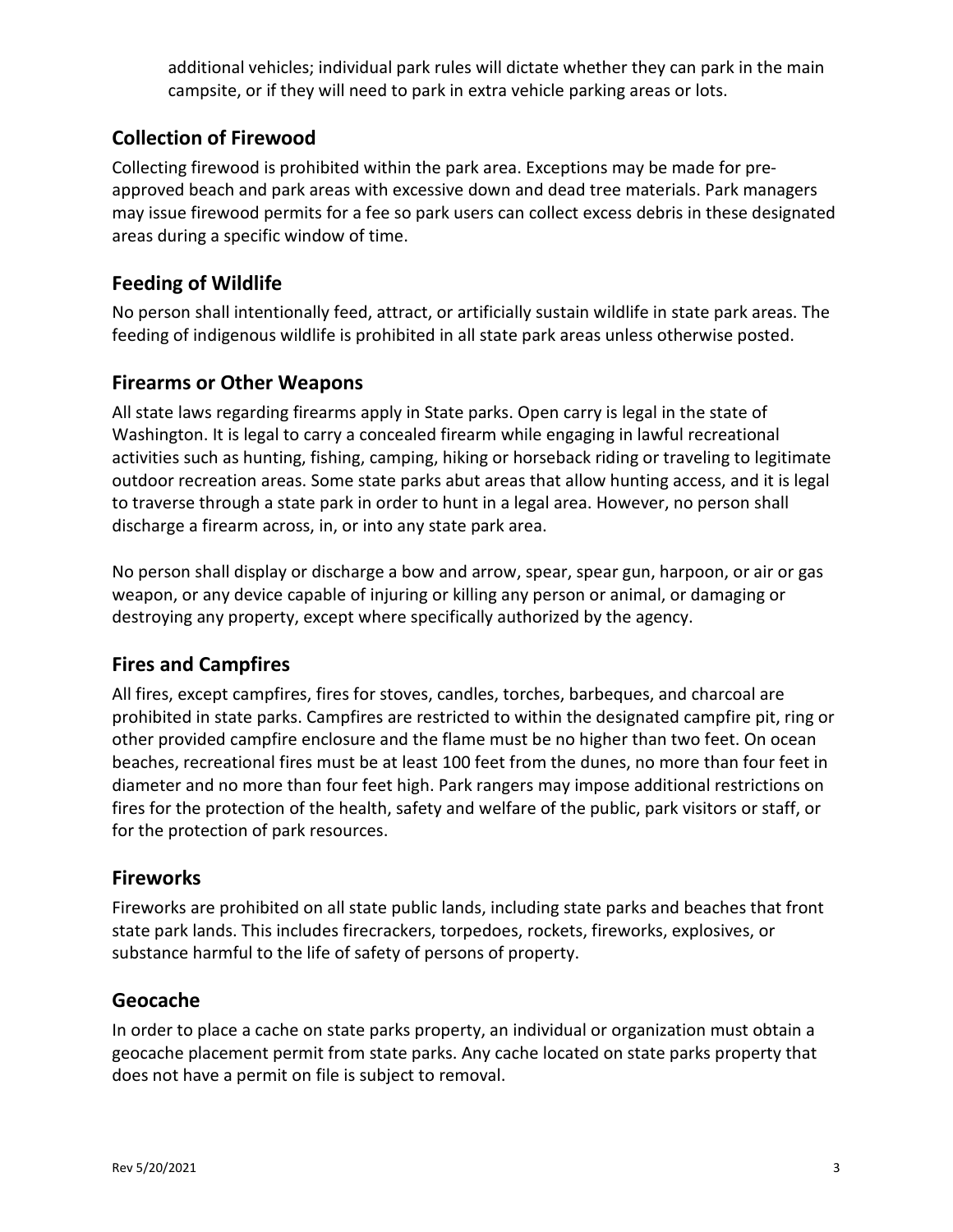additional vehicles; individual park rules will dictate whether they can park in the main campsite, or if they will need to park in extra vehicle parking areas or lots.

## Collection of Firewood

Collecting firewood is prohibited within the park area. Exceptions may be made for pre-approved beach and park areas with excessive down and dead tree materials. Park managers may issue firewood permits for a fee so park users can collect excess debris in these designated areas during a specific window of time.

## Feeding of Wildlife

No person shall intentionally feed, attract, or artificially sustain wildlife in state park areas. The feeding of indigenous wildlife is prohibited in all state park areas unless otherwise posted.

## Firearms or Other Weapons

All state laws regarding firearms apply in State parks. Open carry is legal in the state of Washington. It is legal to carry a concealed firearm while engaging in lawful recreational activities such as hunting, fishing, camping, hiking or horseback riding or traveling to legitimate outdoor recreation areas. Some state parks abut areas that allow hunting access, and it is legal to traverse through a state park in order to hunt in a legal area. However, no person shall discharge a firearm across, in, or into any state park area.

No person shall display or discharge a bow and arrow, spear, spear gun, harpoon, or air or gas weapon, or any device capable of injuring or killing any person or animal, or damaging or destroying any property, except where specifically authorized by the agency.

## Fires and Campfires

All fires, except campfires, fires for stoves, candles, torches, barbeques, and charcoal are prohibited in state parks. Campfires are restricted to within the designated campfire pit, ring or other provided campfire enclosure and the flame must be no higher than two feet. On ocean beaches, recreational fires must be at least 100 feet from the dunes, no more than four feet in diameter and no more than four feet high. Park rangers may impose additional restrictions on fires for the protection of the health, safety and welfare of the public, park visitors or staff, or for the protection of park resources.

## Fireworks

Fireworks are prohibited on all state public lands, including state parks and beaches that front state park lands. This includes firecrackers, torpedoes, rockets, fireworks, explosives, or substance harmful to the life of safety of persons of property.

## Geocache

In order to place a cache on state parks property, an individual or organization must obtain a geocache placement permit from state parks. Any cache located on state parks property that does not have a permit on file is subject to removal.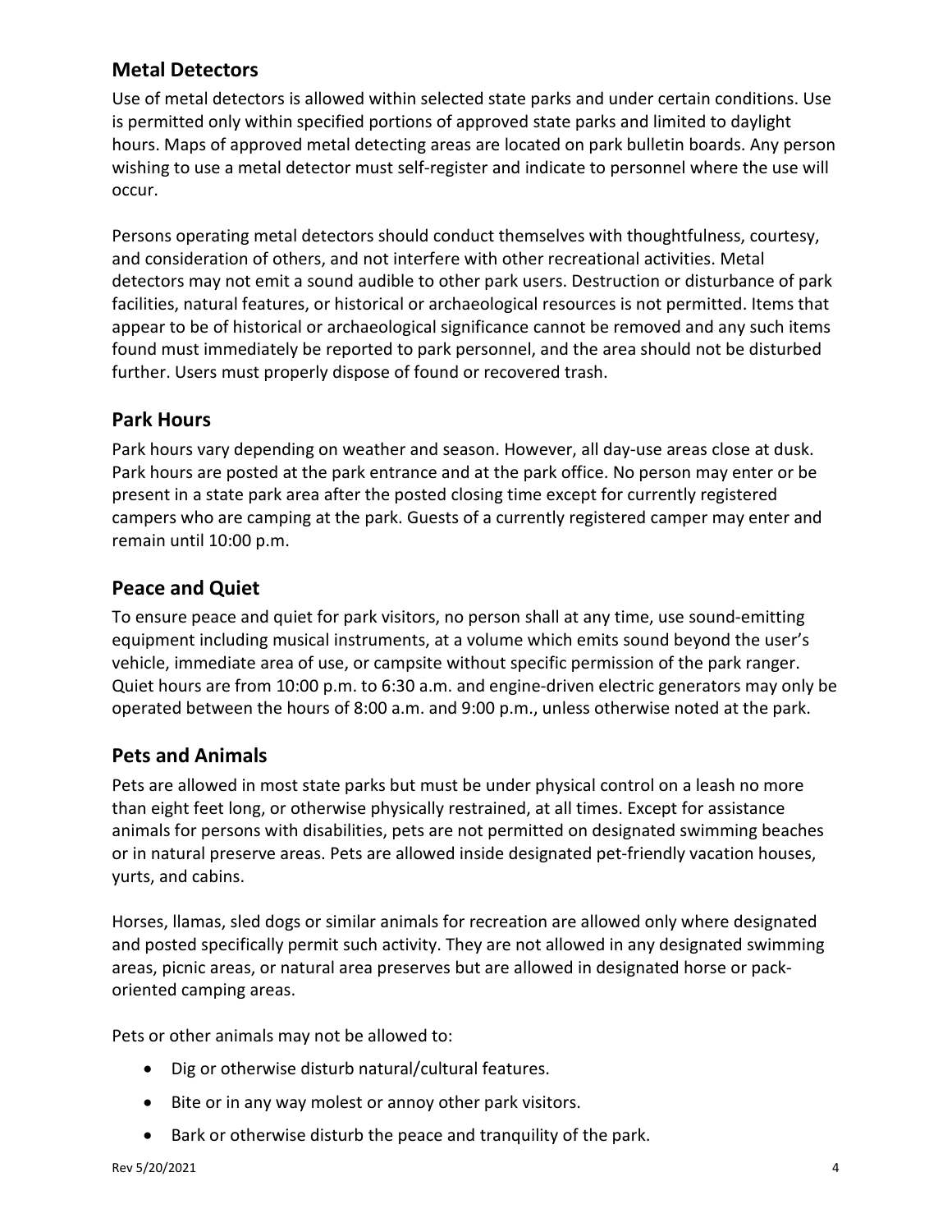## Metal Detectors

Use of metal detectors is allowed within selected state parks and under certain conditions. Use is permitted only within specified portions of approved state parks and limited to daylight hours. Maps of approved metal detecting areas are located on park bulletin boards. Any person wishing to use a metal detector must self-register and indicate to personnel where the use will occur.

Persons operating metal detectors should conduct themselves with thoughtfulness, courtesy, and consideration of others, and not interfere with other recreational activities. Metal detectors may not emit a sound audible to other park users. Destruction or disturbance of park facilities, natural features, or historical or archaeological resources is not permitted. Items that appear to be of historical or archaeological significance cannot be removed and any such items found must immediately be reported to park personnel, and the area should not be disturbed further. Users must properly dispose of found or recovered trash.

## Park Hours

Park hours vary depending on weather and season. However, all day-use areas close at dusk. Park hours are posted at the park entrance and at the park office. No person may enter or be present in a state park area after the posted closing time except for currently registered campers who are camping at the park. Guests of a currently registered camper may enter and remain until 10:00 p.m.

## Peace and Quiet

To ensure peace and quiet for park visitors, no person shall at any time, use sound-emitting equipment including musical instruments, at a volume which emits sound beyond the user's vehicle, immediate area of use, or campsite without specific permission of the park ranger. Quiet hours are from 10:00 p.m. to 6:30 a.m. and engine-driven electric generators may only be operated between the hours of 8:00 a.m. and 9:00 p.m., unless otherwise noted at the park.

## Pets and Animals

Pets are allowed in most state parks but must be under physical control on a leash no more than eight feet long, or otherwise physically restrained, at all times. Except for assistance animals for persons with disabilities, pets are not permitted on designated swimming beaches or in natural preserve areas. Pets are allowed inside designated pet-friendly vacation houses, yurts, and cabins.

Horses, llamas, sled dogs or similar animals for recreation are allowed only where designated and posted specifically permit such activity. They are not allowed in any designated swimming areas, picnic areas, or natural area preserves but are allowed in designated horse or pack-oriented camping areas.

Pets or other animals may not be allowed to:

- Dig or otherwise disturb natural/cultural features.
- Bite or in any way molest or annoy other park visitors.
- Bark or otherwise disturb the peace and tranquility of the park.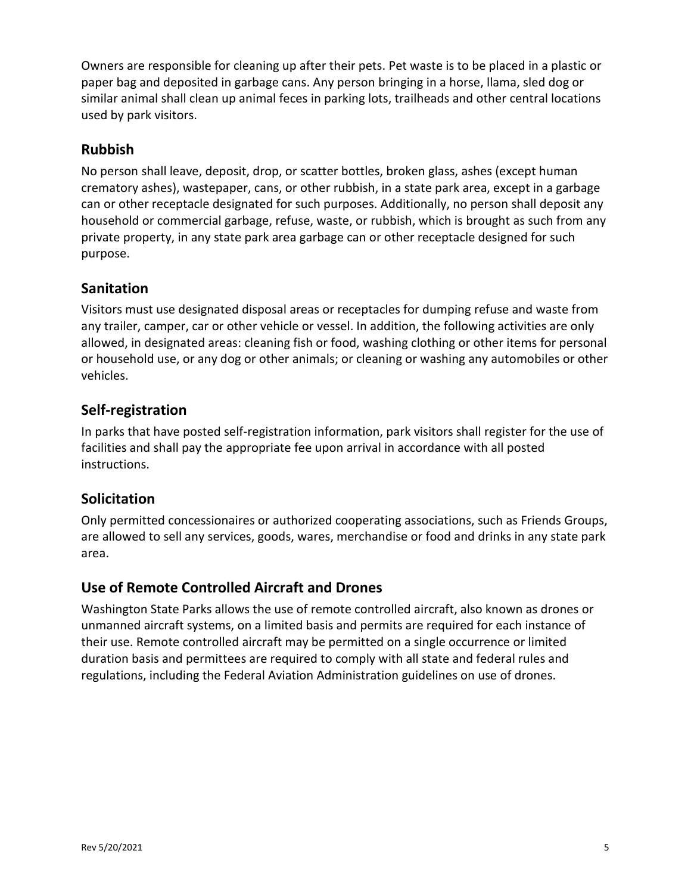Owners are responsible for cleaning up after their pets. Pet waste is to be placed in a plastic or paper bag and deposited in garbage cans. Any person bringing in a horse, llama, sled dog or similar animal shall clean up animal feces in parking lots, trailheads and other central locations used by park visitors.

## Rubbish

No person shall leave, deposit, drop, or scatter bottles, broken glass, ashes (except human crematory ashes), wastepaper, cans, or other rubbish, in a state park area, except in a garbage can or other receptacle designated for such purposes. Additionally, no person shall deposit any household or commercial garbage, refuse, waste, or rubbish, which is brought as such from any private property, in any state park area garbage can or other receptacle designed for such purpose.

## Sanitation

Visitors must use designated disposal areas or receptacles for dumping refuse and waste from any trailer, camper, car or other vehicle or vessel. In addition, the following activities are only allowed, in designated areas: cleaning fish or food, washing clothing or other items for personal or household use, or any dog or other animals; or cleaning or washing any automobiles or other vehicles.

## Self-registration

In parks that have posted self-registration information, park visitors shall register for the use of facilities and shall pay the appropriate fee upon arrival in accordance with all posted instructions.

## Solicitation

Only permitted concessionaires or authorized cooperating associations, such as Friends Groups, are allowed to sell any services, goods, wares, merchandise or food and drinks in any state park area.

## Use of Remote Controlled Aircraft and Drones

Washington State Parks allows the use of remote controlled aircraft, also known as drones or unmanned aircraft systems, on a limited basis and permits are required for each instance of their use. Remote controlled aircraft may be permitted on a single occurrence or limited duration basis and permittees are required to comply with all state and federal rules and regulations, including the Federal Aviation Administration guidelines on use of drones.